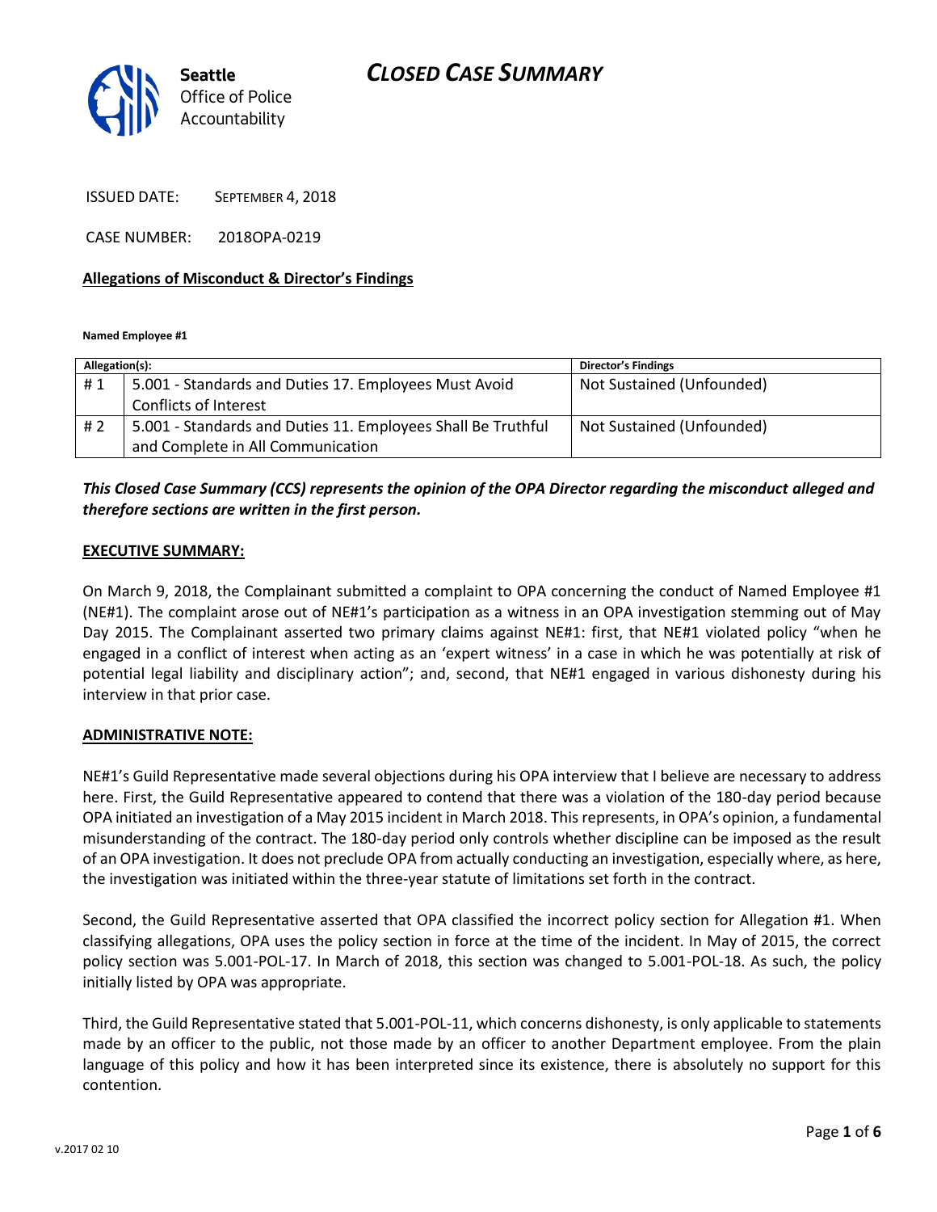Seattle Office of Police Accountability

# CLOSED CASE SUMMARY

ISSUED DATE: SEPTEMBER 4, 2018

CASE NUMBER: 2018OPA-0219

**Allegations of Misconduct & Director's Findings**

**Named Employee #1**

| Allegation(s): | | Director's Findings |
|---|---|---|
| # 1 | 5.001 - Standards and Duties 17. Employees Must Avoid Conflicts of Interest | Not Sustained (Unfounded) |
| # 2 | 5.001 - Standards and Duties 11. Employees Shall Be Truthful and Complete in All Communication | Not Sustained (Unfounded) |

***This Closed Case Summary (CCS) represents the opinion of the OPA Director regarding the misconduct alleged and therefore sections are written in the first person.***

**EXECUTIVE SUMMARY:**

On March 9, 2018, the Complainant submitted a complaint to OPA concerning the conduct of Named Employee #1 (NE#1). The complaint arose out of NE#1's participation as a witness in an OPA investigation stemming out of May Day 2015. The Complainant asserted two primary claims against NE#1: first, that NE#1 violated policy "when he engaged in a conflict of interest when acting as an 'expert witness' in a case in which he was potentially at risk of potential legal liability and disciplinary action"; and, second, that NE#1 engaged in various dishonesty during his interview in that prior case.

**ADMINISTRATIVE NOTE:**

NE#1's Guild Representative made several objections during his OPA interview that I believe are necessary to address here. First, the Guild Representative appeared to contend that there was a violation of the 180-day period because OPA initiated an investigation of a May 2015 incident in March 2018. This represents, in OPA's opinion, a fundamental misunderstanding of the contract. The 180-day period only controls whether discipline can be imposed as the result of an OPA investigation. It does not preclude OPA from actually conducting an investigation, especially where, as here, the investigation was initiated within the three-year statute of limitations set forth in the contract.

Second, the Guild Representative asserted that OPA classified the incorrect policy section for Allegation #1. When classifying allegations, OPA uses the policy section in force at the time of the incident. In May of 2015, the correct policy section was 5.001-POL-17. In March of 2018, this section was changed to 5.001-POL-18. As such, the policy initially listed by OPA was appropriate.

Third, the Guild Representative stated that 5.001-POL-11, which concerns dishonesty, is only applicable to statements made by an officer to the public, not those made by an officer to another Department employee. From the plain language of this policy and how it has been interpreted since its existence, there is absolutely no support for this contention.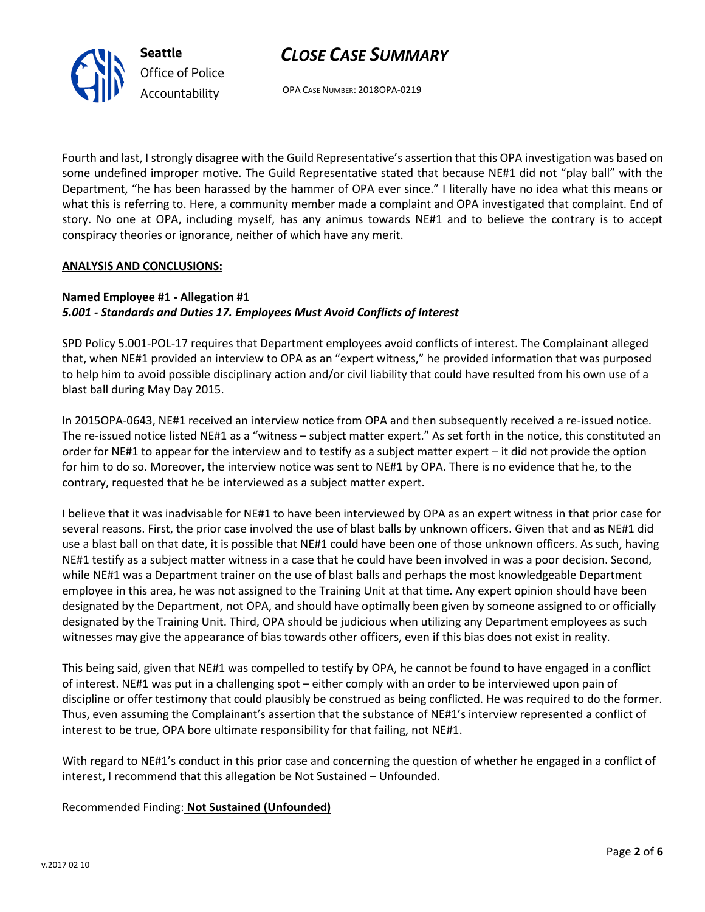Fourth and last, I strongly disagree with the Guild Representative's assertion that this OPA investigation was based on some undefined improper motive. The Guild Representative stated that because NE#1 did not "play ball" with the Department, "he has been harassed by the hammer of OPA ever since." I literally have no idea what this means or what this is referring to. Here, a community member made a complaint and OPA investigated that complaint. End of story. No one at OPA, including myself, has any animus towards NE#1 and to believe the contrary is to accept conspiracy theories or ignorance, neither of which have any merit.

**ANALYSIS AND CONCLUSIONS:**

**Named Employee #1 - Allegation #1**
***5.001 - Standards and Duties 17. Employees Must Avoid Conflicts of Interest***

SPD Policy 5.001-POL-17 requires that Department employees avoid conflicts of interest. The Complainant alleged that, when NE#1 provided an interview to OPA as an "expert witness," he provided information that was purposed to help him to avoid possible disciplinary action and/or civil liability that could have resulted from his own use of a blast ball during May Day 2015.

In 2015OPA-0643, NE#1 received an interview notice from OPA and then subsequently received a re-issued notice. The re-issued notice listed NE#1 as a "witness – subject matter expert." As set forth in the notice, this constituted an order for NE#1 to appear for the interview and to testify as a subject matter expert – it did not provide the option for him to do so. Moreover, the interview notice was sent to NE#1 by OPA. There is no evidence that he, to the contrary, requested that he be interviewed as a subject matter expert.

I believe that it was inadvisable for NE#1 to have been interviewed by OPA as an expert witness in that prior case for several reasons. First, the prior case involved the use of blast balls by unknown officers. Given that and as NE#1 did use a blast ball on that date, it is possible that NE#1 could have been one of those unknown officers. As such, having NE#1 testify as a subject matter witness in a case that he could have been involved in was a poor decision. Second, while NE#1 was a Department trainer on the use of blast balls and perhaps the most knowledgeable Department employee in this area, he was not assigned to the Training Unit at that time. Any expert opinion should have been designated by the Department, not OPA, and should have optimally been given by someone assigned to or officially designated by the Training Unit. Third, OPA should be judicious when utilizing any Department employees as such witnesses may give the appearance of bias towards other officers, even if this bias does not exist in reality.

This being said, given that NE#1 was compelled to testify by OPA, he cannot be found to have engaged in a conflict of interest. NE#1 was put in a challenging spot – either comply with an order to be interviewed upon pain of discipline or offer testimony that could plausibly be construed as being conflicted. He was required to do the former. Thus, even assuming the Complainant's assertion that the substance of NE#1's interview represented a conflict of interest to be true, OPA bore ultimate responsibility for that failing, not NE#1.

With regard to NE#1's conduct in this prior case and concerning the question of whether he engaged in a conflict of interest, I recommend that this allegation be Not Sustained – Unfounded.

Recommended Finding: **Not Sustained (Unfounded)**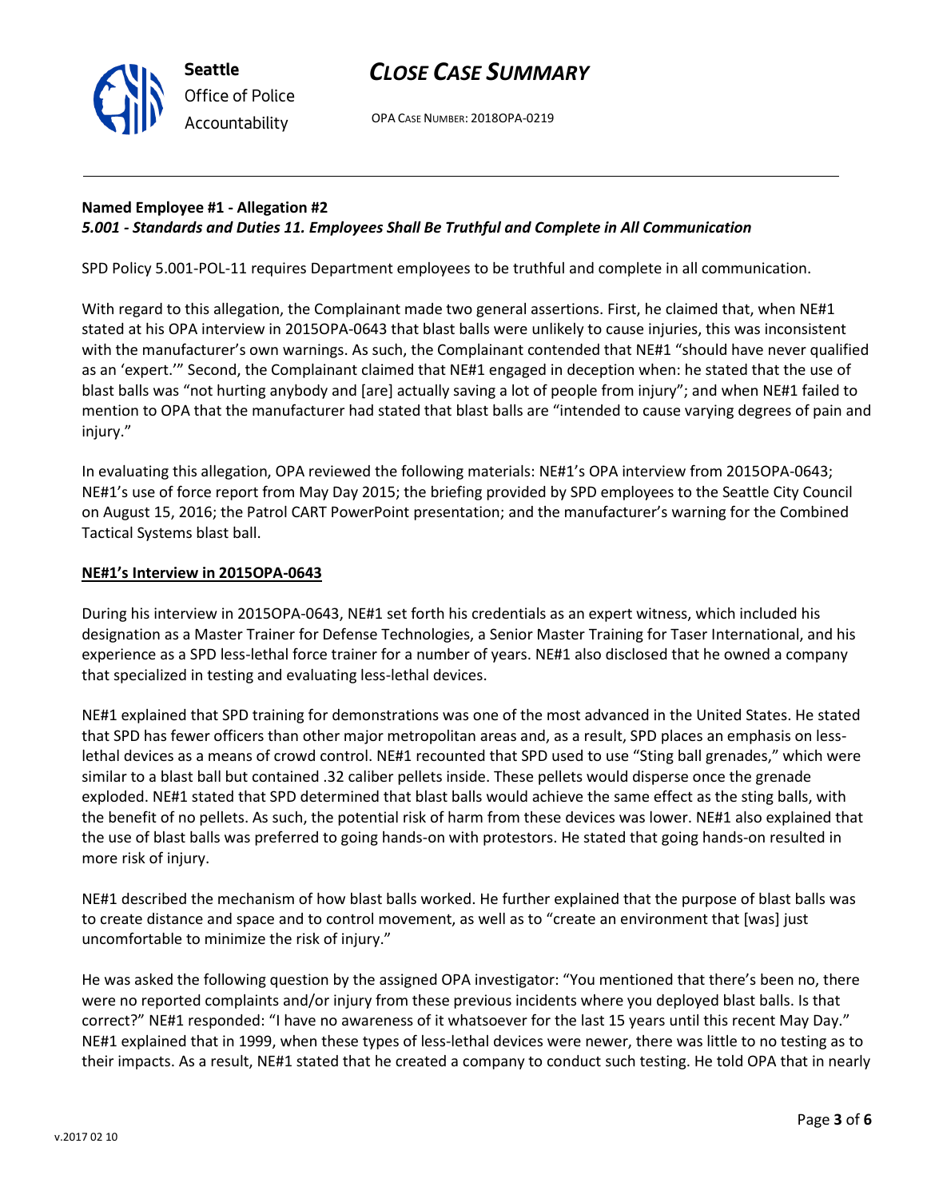**Named Employee #1 - Allegation #2**
***5.001 - Standards and Duties 11. Employees Shall Be Truthful and Complete in All Communication***

SPD Policy 5.001-POL-11 requires Department employees to be truthful and complete in all communication.

With regard to this allegation, the Complainant made two general assertions. First, he claimed that, when NE#1 stated at his OPA interview in 2015OPA-0643 that blast balls were unlikely to cause injuries, this was inconsistent with the manufacturer's own warnings. As such, the Complainant contended that NE#1 "should have never qualified as an 'expert.'" Second, the Complainant claimed that NE#1 engaged in deception when: he stated that the use of blast balls was "not hurting anybody and [are] actually saving a lot of people from injury"; and when NE#1 failed to mention to OPA that the manufacturer had stated that blast balls are "intended to cause varying degrees of pain and injury."

In evaluating this allegation, OPA reviewed the following materials: NE#1's OPA interview from 2015OPA-0643; NE#1's use of force report from May Day 2015; the briefing provided by SPD employees to the Seattle City Council on August 15, 2016; the Patrol CART PowerPoint presentation; and the manufacturer's warning for the Combined Tactical Systems blast ball.

**NE#1's Interview in 2015OPA-0643**

During his interview in 2015OPA-0643, NE#1 set forth his credentials as an expert witness, which included his designation as a Master Trainer for Defense Technologies, a Senior Master Training for Taser International, and his experience as a SPD less-lethal force trainer for a number of years. NE#1 also disclosed that he owned a company that specialized in testing and evaluating less-lethal devices.

NE#1 explained that SPD training for demonstrations was one of the most advanced in the United States. He stated that SPD has fewer officers than other major metropolitan areas and, as a result, SPD places an emphasis on less-lethal devices as a means of crowd control. NE#1 recounted that SPD used to use "Sting ball grenades," which were similar to a blast ball but contained .32 caliber pellets inside. These pellets would disperse once the grenade exploded. NE#1 stated that SPD determined that blast balls would achieve the same effect as the sting balls, with the benefit of no pellets. As such, the potential risk of harm from these devices was lower. NE#1 also explained that the use of blast balls was preferred to going hands-on with protestors. He stated that going hands-on resulted in more risk of injury.

NE#1 described the mechanism of how blast balls worked. He further explained that the purpose of blast balls was to create distance and space and to control movement, as well as to "create an environment that [was] just uncomfortable to minimize the risk of injury."

He was asked the following question by the assigned OPA investigator: "You mentioned that there's been no, there were no reported complaints and/or injury from these previous incidents where you deployed blast balls. Is that correct?" NE#1 responded: "I have no awareness of it whatsoever for the last 15 years until this recent May Day." NE#1 explained that in 1999, when these types of less-lethal devices were newer, there was little to no testing as to their impacts. As a result, NE#1 stated that he created a company to conduct such testing. He told OPA that in nearly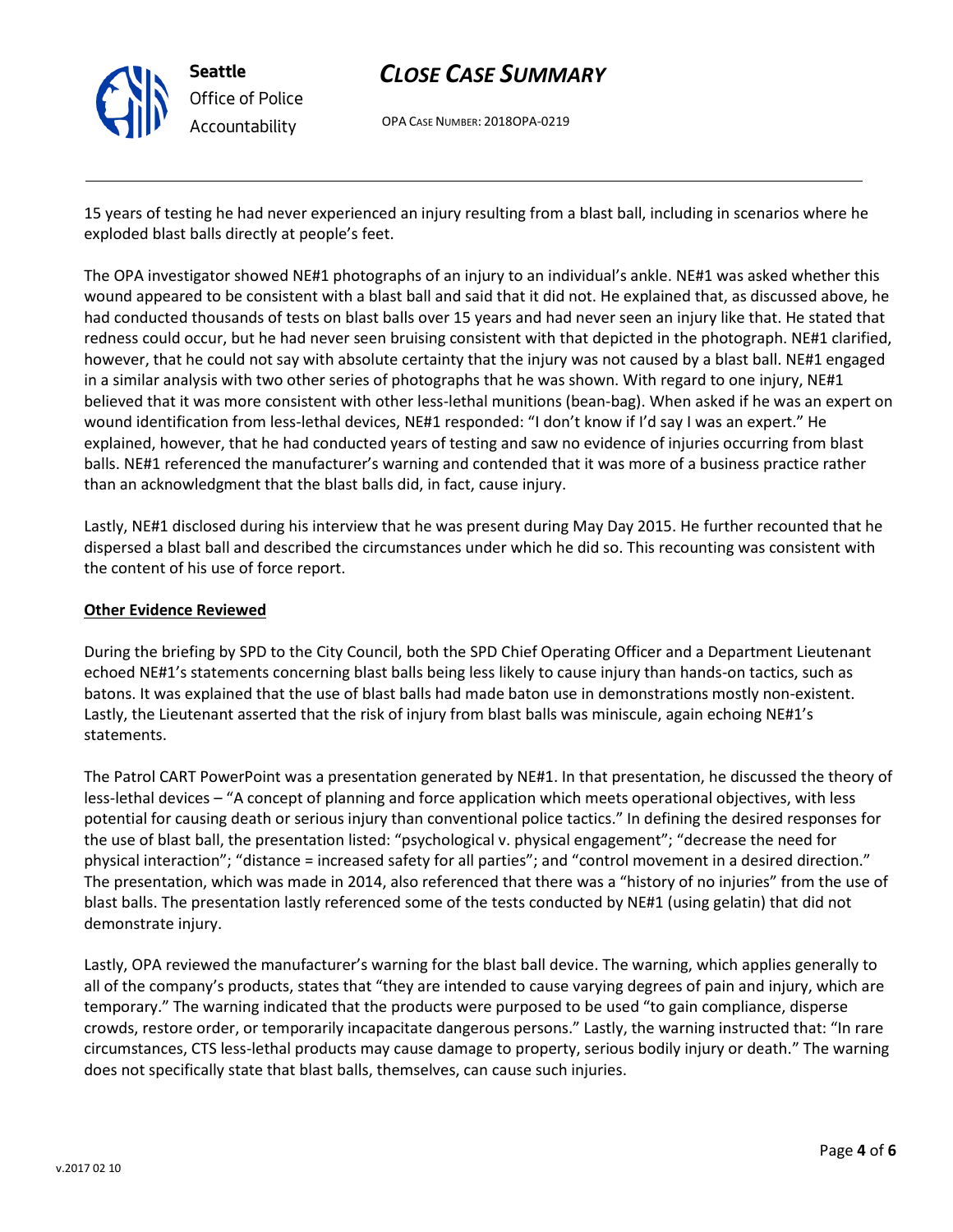15 years of testing he had never experienced an injury resulting from a blast ball, including in scenarios where he exploded blast balls directly at people's feet.

The OPA investigator showed NE#1 photographs of an injury to an individual's ankle. NE#1 was asked whether this wound appeared to be consistent with a blast ball and said that it did not. He explained that, as discussed above, he had conducted thousands of tests on blast balls over 15 years and had never seen an injury like that. He stated that redness could occur, but he had never seen bruising consistent with that depicted in the photograph. NE#1 clarified, however, that he could not say with absolute certainty that the injury was not caused by a blast ball. NE#1 engaged in a similar analysis with two other series of photographs that he was shown. With regard to one injury, NE#1 believed that it was more consistent with other less-lethal munitions (bean-bag). When asked if he was an expert on wound identification from less-lethal devices, NE#1 responded: "I don't know if I'd say I was an expert." He explained, however, that he had conducted years of testing and saw no evidence of injuries occurring from blast balls. NE#1 referenced the manufacturer's warning and contended that it was more of a business practice rather than an acknowledgment that the blast balls did, in fact, cause injury.

Lastly, NE#1 disclosed during his interview that he was present during May Day 2015. He further recounted that he dispersed a blast ball and described the circumstances under which he did so. This recounting was consistent with the content of his use of force report.

**Other Evidence Reviewed**

During the briefing by SPD to the City Council, both the SPD Chief Operating Officer and a Department Lieutenant echoed NE#1's statements concerning blast balls being less likely to cause injury than hands-on tactics, such as batons. It was explained that the use of blast balls had made baton use in demonstrations mostly non-existent. Lastly, the Lieutenant asserted that the risk of injury from blast balls was miniscule, again echoing NE#1's statements.

The Patrol CART PowerPoint was a presentation generated by NE#1. In that presentation, he discussed the theory of less-lethal devices – "A concept of planning and force application which meets operational objectives, with less potential for causing death or serious injury than conventional police tactics." In defining the desired responses for the use of blast ball, the presentation listed: "psychological v. physical engagement"; "decrease the need for physical interaction"; "distance = increased safety for all parties"; and "control movement in a desired direction." The presentation, which was made in 2014, also referenced that there was a "history of no injuries" from the use of blast balls. The presentation lastly referenced some of the tests conducted by NE#1 (using gelatin) that did not demonstrate injury.

Lastly, OPA reviewed the manufacturer's warning for the blast ball device. The warning, which applies generally to all of the company's products, states that "they are intended to cause varying degrees of pain and injury, which are temporary." The warning indicated that the products were purposed to be used "to gain compliance, disperse crowds, restore order, or temporarily incapacitate dangerous persons." Lastly, the warning instructed that: "In rare circumstances, CTS less-lethal products may cause damage to property, serious bodily injury or death." The warning does not specifically state that blast balls, themselves, can cause such injuries.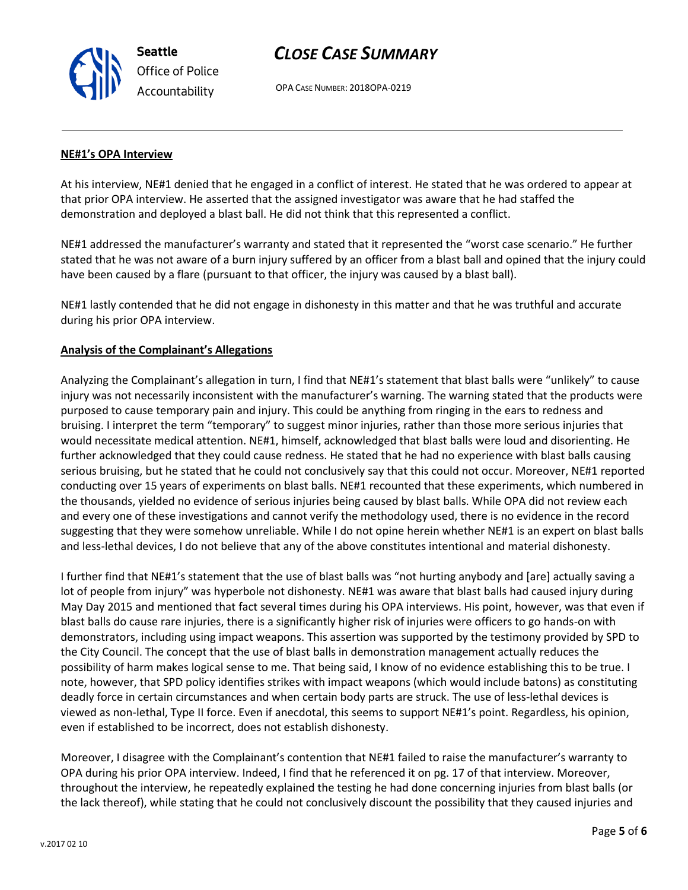**NE#1's OPA Interview**

At his interview, NE#1 denied that he engaged in a conflict of interest. He stated that he was ordered to appear at that prior OPA interview. He asserted that the assigned investigator was aware that he had staffed the demonstration and deployed a blast ball. He did not think that this represented a conflict.

NE#1 addressed the manufacturer's warranty and stated that it represented the "worst case scenario." He further stated that he was not aware of a burn injury suffered by an officer from a blast ball and opined that the injury could have been caused by a flare (pursuant to that officer, the injury was caused by a blast ball).

NE#1 lastly contended that he did not engage in dishonesty in this matter and that he was truthful and accurate during his prior OPA interview.

**Analysis of the Complainant's Allegations**

Analyzing the Complainant's allegation in turn, I find that NE#1's statement that blast balls were "unlikely" to cause injury was not necessarily inconsistent with the manufacturer's warning. The warning stated that the products were purposed to cause temporary pain and injury. This could be anything from ringing in the ears to redness and bruising. I interpret the term "temporary" to suggest minor injuries, rather than those more serious injuries that would necessitate medical attention. NE#1, himself, acknowledged that blast balls were loud and disorienting. He further acknowledged that they could cause redness. He stated that he had no experience with blast balls causing serious bruising, but he stated that he could not conclusively say that this could not occur. Moreover, NE#1 reported conducting over 15 years of experiments on blast balls. NE#1 recounted that these experiments, which numbered in the thousands, yielded no evidence of serious injuries being caused by blast balls. While OPA did not review each and every one of these investigations and cannot verify the methodology used, there is no evidence in the record suggesting that they were somehow unreliable. While I do not opine herein whether NE#1 is an expert on blast balls and less-lethal devices, I do not believe that any of the above constitutes intentional and material dishonesty.

I further find that NE#1's statement that the use of blast balls was "not hurting anybody and [are] actually saving a lot of people from injury" was hyperbole not dishonesty. NE#1 was aware that blast balls had caused injury during May Day 2015 and mentioned that fact several times during his OPA interviews. His point, however, was that even if blast balls do cause rare injuries, there is a significantly higher risk of injuries were officers to go hands-on with demonstrators, including using impact weapons. This assertion was supported by the testimony provided by SPD to the City Council. The concept that the use of blast balls in demonstration management actually reduces the possibility of harm makes logical sense to me. That being said, I know of no evidence establishing this to be true. I note, however, that SPD policy identifies strikes with impact weapons (which would include batons) as constituting deadly force in certain circumstances and when certain body parts are struck. The use of less-lethal devices is viewed as non-lethal, Type II force. Even if anecdotal, this seems to support NE#1's point. Regardless, his opinion, even if established to be incorrect, does not establish dishonesty.

Moreover, I disagree with the Complainant's contention that NE#1 failed to raise the manufacturer's warranty to OPA during his prior OPA interview. Indeed, I find that he referenced it on pg. 17 of that interview. Moreover, throughout the interview, he repeatedly explained the testing he had done concerning injuries from blast balls (or the lack thereof), while stating that he could not conclusively discount the possibility that they caused injuries and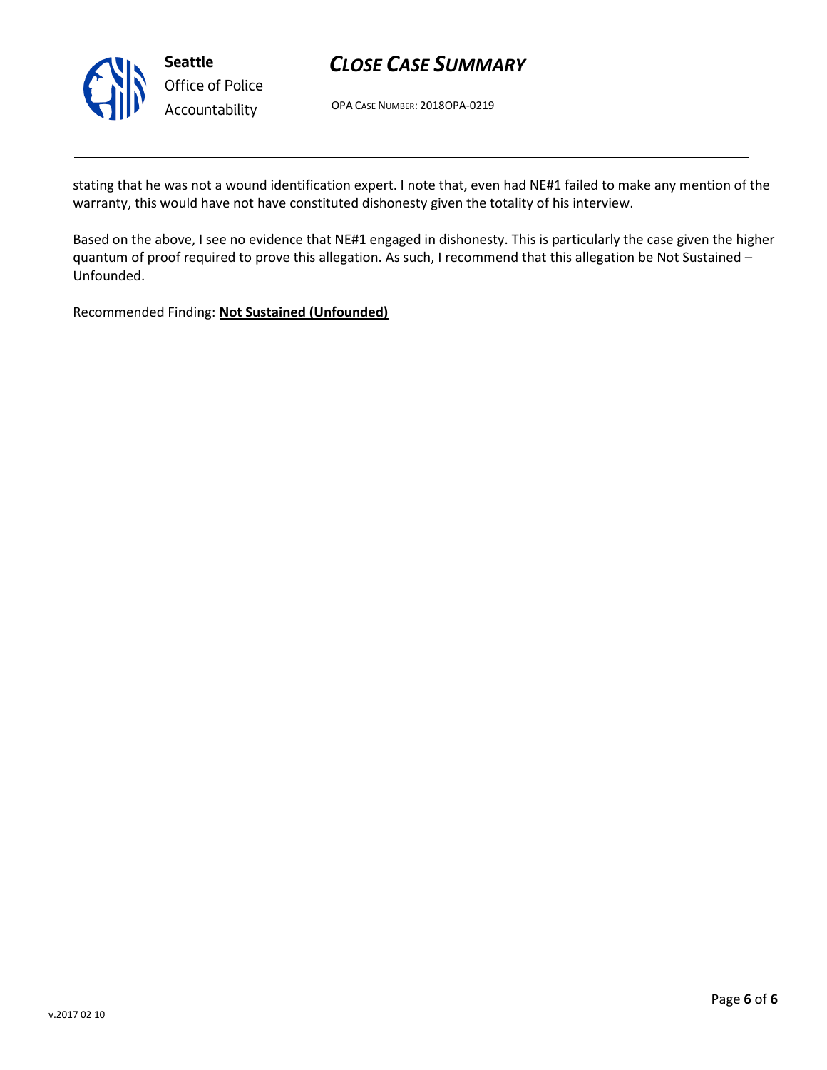stating that he was not a wound identification expert. I note that, even had NE#1 failed to make any mention of the warranty, this would have not have constituted dishonesty given the totality of his interview.

Based on the above, I see no evidence that NE#1 engaged in dishonesty. This is particularly the case given the higher quantum of proof required to prove this allegation. As such, I recommend that this allegation be Not Sustained – Unfounded.

Recommended Finding: **Not Sustained (Unfounded)**